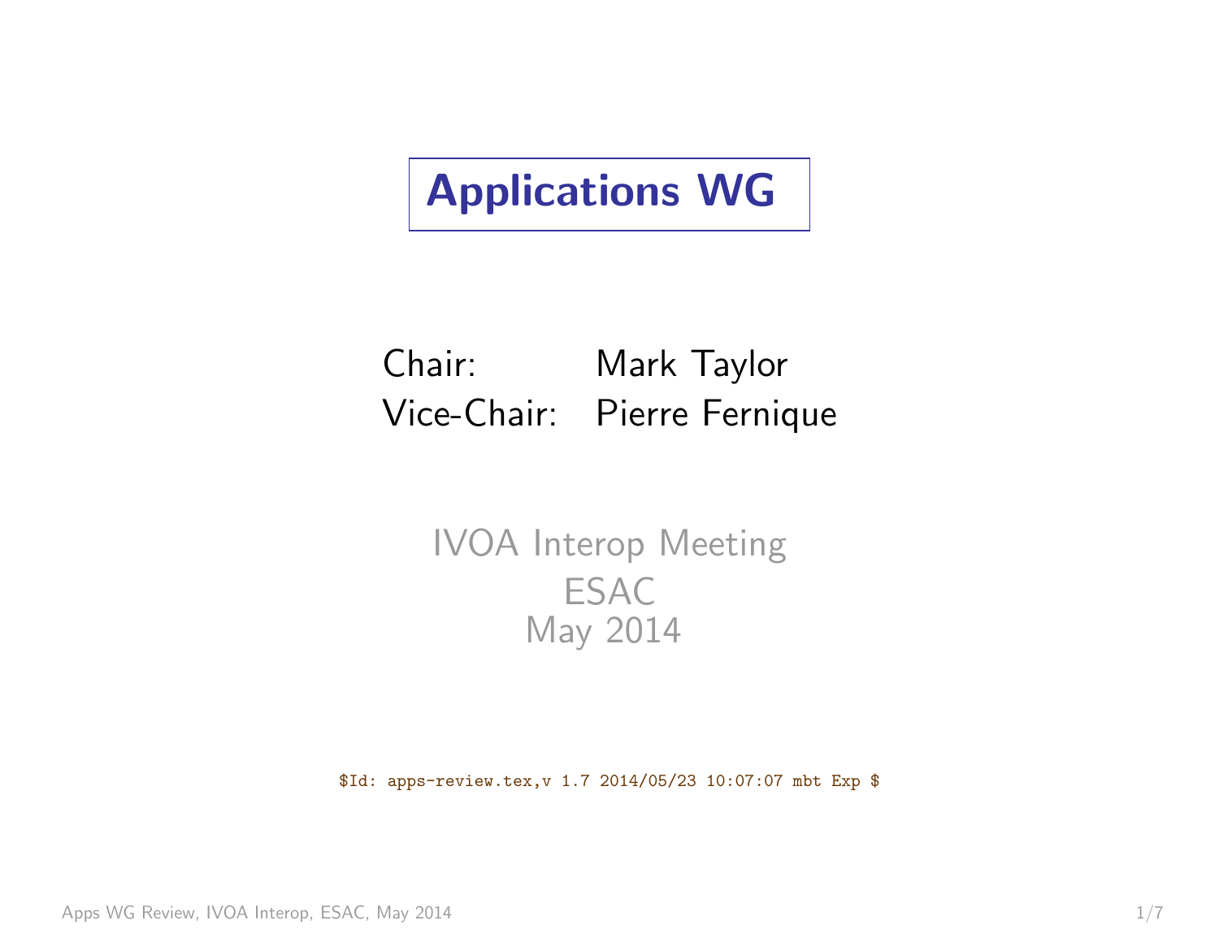# Applications WG

Chair: Mark Taylor
Vice-Chair: Pierre Fernique

IVOA Interop Meeting
ESAC
May 2014

```
$Id: apps-review.tex,v 1.7 2014/05/23 10:07:07 mbt Exp $
```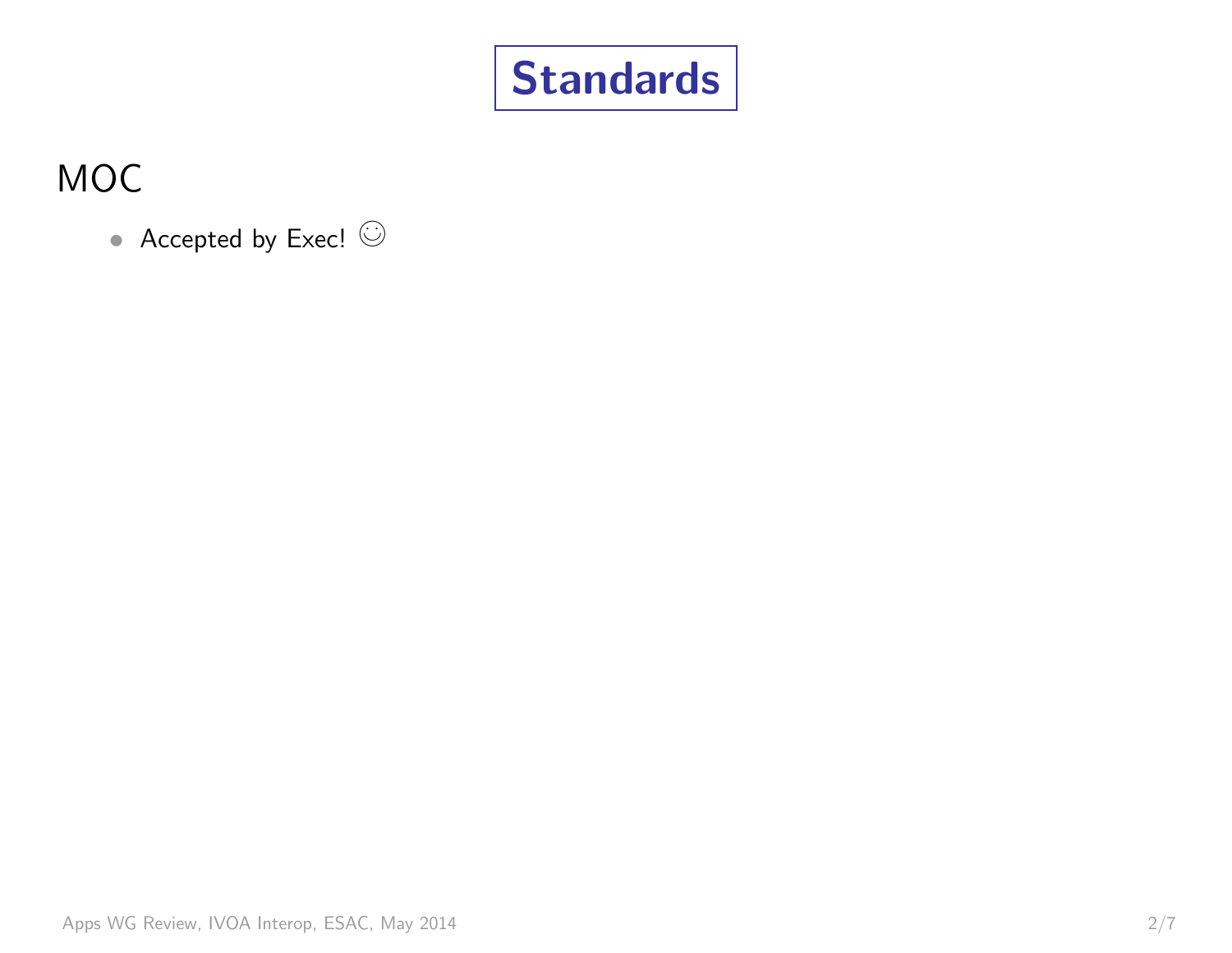# Standards

## MOC

- Accepted by Exec! ☺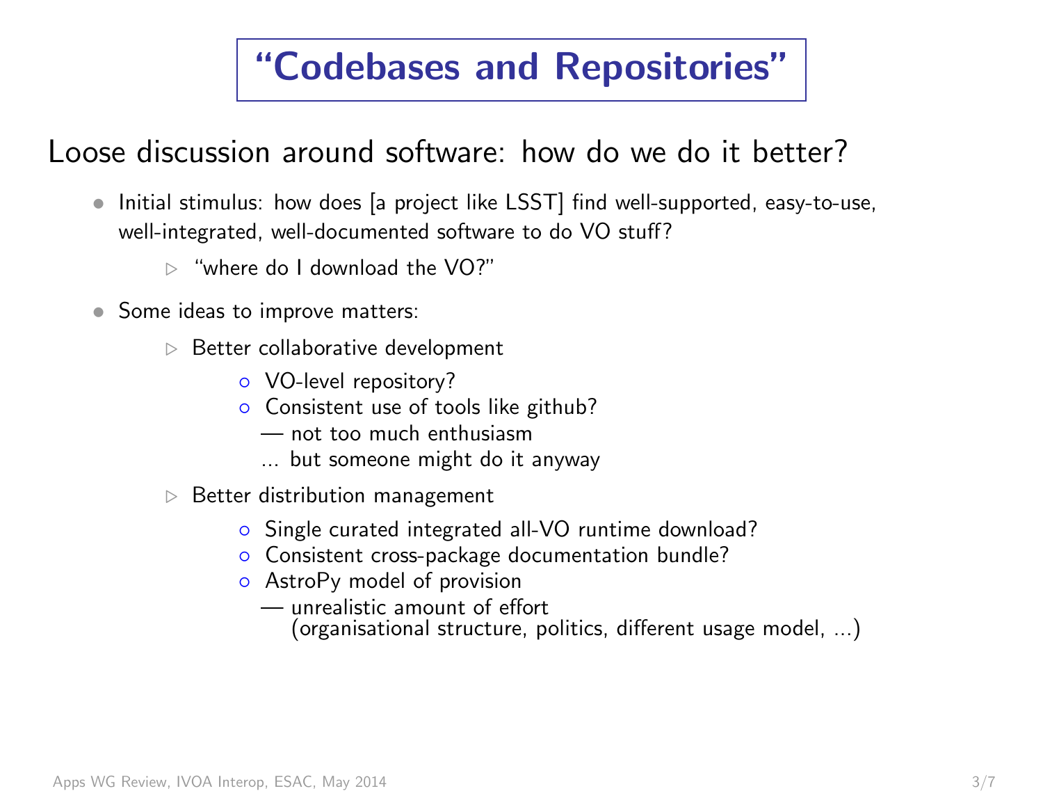# "Codebases and Repositories"

## Loose discussion around software: how do we do it better?

- Initial stimulus: how does [a project like LSST] find well-supported, easy-to-use, well-integrated, well-documented software to do VO stuff?
  - "where do I download the VO?"
- Some ideas to improve matters:
  - Better collaborative development
    - VO-level repository?
    - Consistent use of tools like github?
      — not too much enthusiasm
      ... but someone might do it anyway
  - Better distribution management
    - Single curated integrated all-VO runtime download?
    - Consistent cross-package documentation bundle?
    - AstroPy model of provision
      — unrealistic amount of effort
      (organisational structure, politics, different usage model, ...)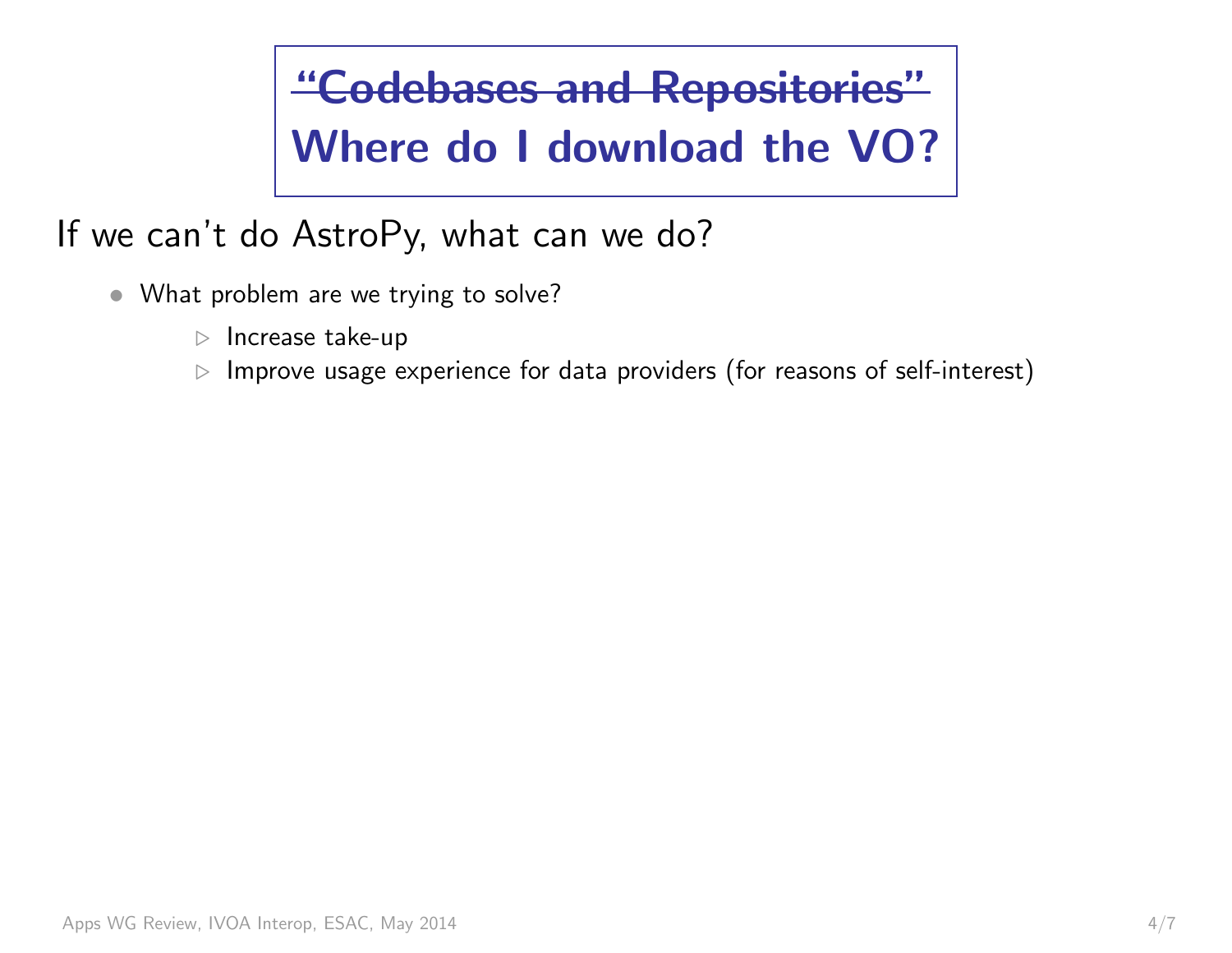# ~~"Codebases and Repositories"~~ Where do I download the VO?

If we can't do AstroPy, what can we do?

- What problem are we trying to solve?
  - Increase take-up
  - Improve usage experience for data providers (for reasons of self-interest)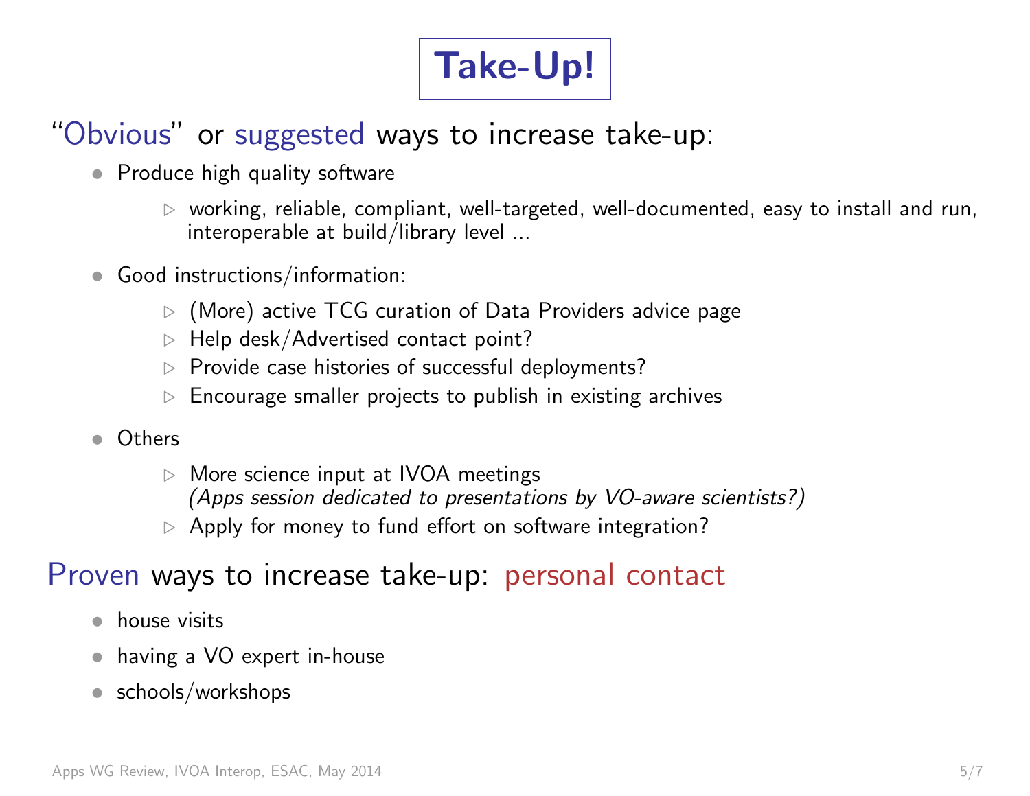# Take-Up!

## "Obvious" or suggested ways to increase take-up:

- Produce high quality software
  - working, reliable, compliant, well-targeted, well-documented, easy to install and run, interoperable at build/library level ...
- Good instructions/information:
  - (More) active TCG curation of Data Providers advice page
  - Help desk/Advertised contact point?
  - Provide case histories of successful deployments?
  - Encourage smaller projects to publish in existing archives
- Others
  - More science input at IVOA meetings
    *(Apps session dedicated to presentations by VO-aware scientists?)*
  - Apply for money to fund effort on software integration?

## Proven ways to increase take-up: personal contact

- house visits
- having a VO expert in-house
- schools/workshops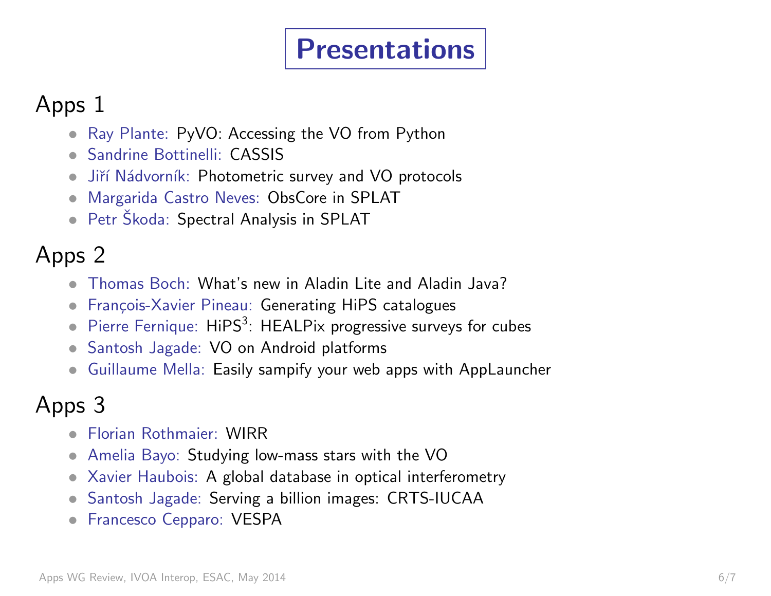# Presentations

## Apps 1

- Ray Plante: PyVO: Accessing the VO from Python
- Sandrine Bottinelli: CASSIS
- Jiří Nádvorník: Photometric survey and VO protocols
- Margarida Castro Neves: ObsCore in SPLAT
- Petr Škoda: Spectral Analysis in SPLAT

## Apps 2

- Thomas Boch: What's new in Aladin Lite and Aladin Java?
- François-Xavier Pineau: Generating HiPS catalogues
- Pierre Fernique: $HiPS^3$: HEALPix progressive surveys for cubes
- Santosh Jagade: VO on Android platforms
- Guillaume Mella: Easily sampify your web apps with AppLauncher

## Apps 3

- Florian Rothmaier: WIRR
- Amelia Bayo: Studying low-mass stars with the VO
- Xavier Haubois: A global database in optical interferometry
- Santosh Jagade: Serving a billion images: CRTS-IUCAA
- Francesco Cepparo: VESPA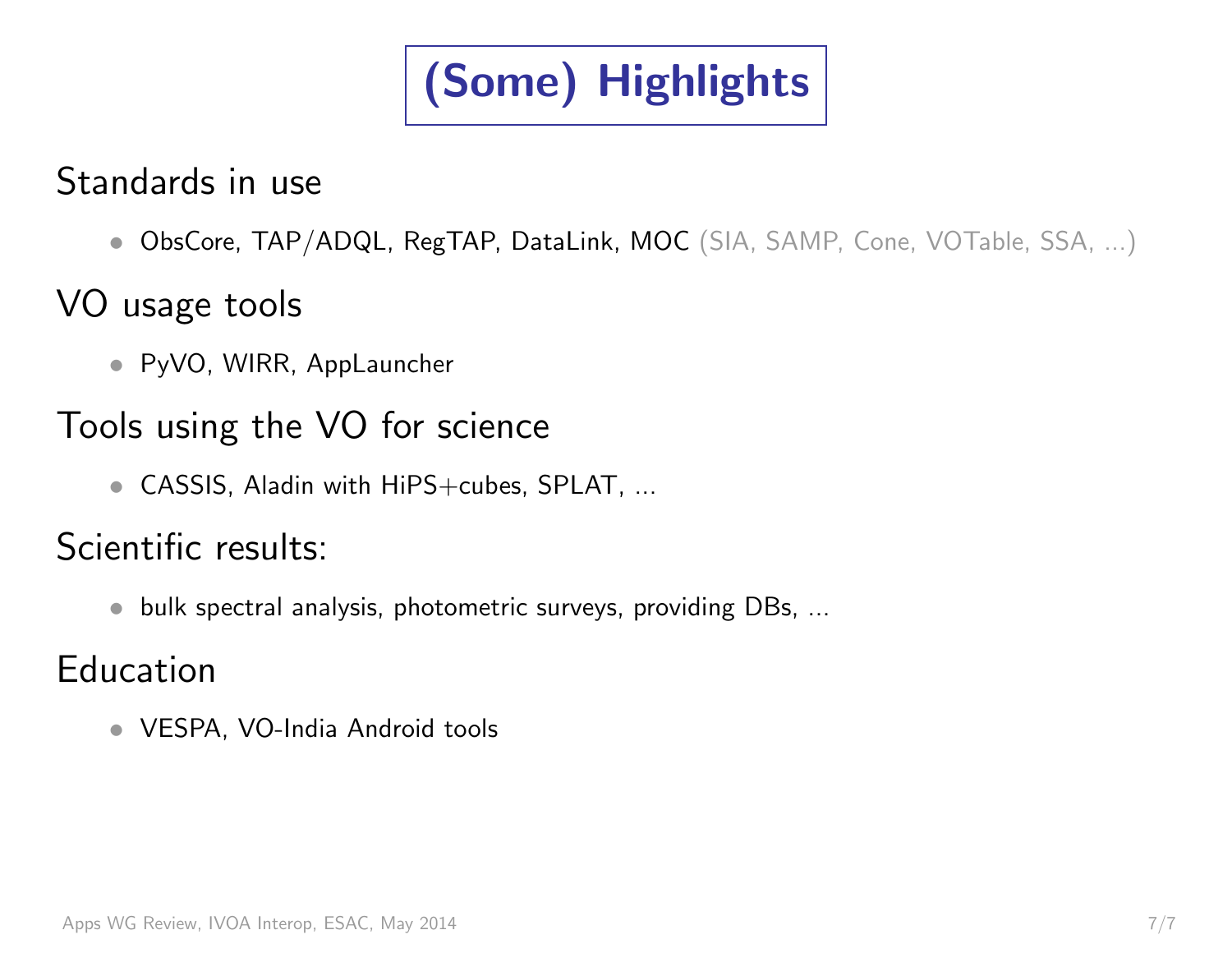# (Some) Highlights

## Standards in use

- ObsCore, TAP/ADQL, RegTAP, DataLink, MOC (SIA, SAMP, Cone, VOTable, SSA, ...)

## VO usage tools

- PyVO, WIRR, AppLauncher

## Tools using the VO for science

- CASSIS, Aladin with HiPS+cubes, SPLAT, ...

## Scientific results:

- bulk spectral analysis, photometric surveys, providing DBs, ...

## Education

- VESPA, VO-India Android tools